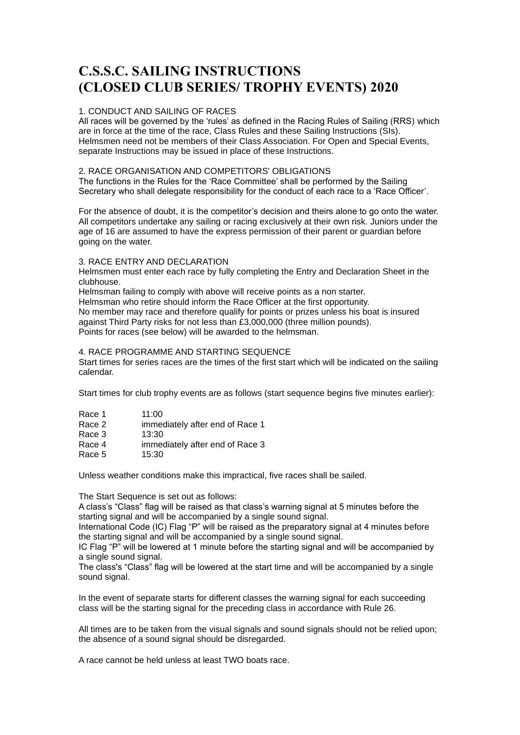# C.S.S.C. SAILING INSTRUCTIONS (CLOSED CLUB SERIES/ TROPHY EVENTS) 2020

1. CONDUCT AND SAILING OF RACES

All races will be governed by the 'rules' as defined in the Racing Rules of Sailing (RRS) which are in force at the time of the race, Class Rules and these Sailing Instructions (SIs). Helmsmen need not be members of their Class Association. For Open and Special Events, separate Instructions may be issued in place of these Instructions.

2. RACE ORGANISATION AND COMPETITORS' OBLIGATIONS

The functions in the Rules for the 'Race Committee' shall be performed by the Sailing Secretary who shall delegate responsibility for the conduct of each race to a 'Race Officer'.

For the absence of doubt, it is the competitor's decision and theirs alone to go onto the water. All competitors undertake any sailing or racing exclusively at their own risk. Juniors under the age of 16 are assumed to have the express permission of their parent or guardian before going on the water.

3. RACE ENTRY AND DECLARATION

Helmsmen must enter each race by fully completing the Entry and Declaration Sheet in the clubhouse.

Helmsman failing to comply with above will receive points as a non starter.

Helmsman who retire should inform the Race Officer at the first opportunity.

No member may race and therefore qualify for points or prizes unless his boat is insured against Third Party risks for not less than £3,000,000 (three million pounds).

Points for races (see below) will be awarded to the helmsman.

4. RACE PROGRAMME AND STARTING SEQUENCE

Start times for series races are the times of the first start which will be indicated on the sailing calendar.

Start times for club trophy events are as follows (start sequence begins five minutes earlier):

| | |
|---|---|
| Race 1 | 11:00 |
| Race 2 | immediately after end of Race 1 |
| Race 3 | 13:30 |
| Race 4 | immediately after end of Race 3 |
| Race 5 | 15:30 |

Unless weather conditions make this impractical, five races shall be sailed.

The Start Sequence is set out as follows:

A class's "Class" flag will be raised as that class's warning signal at 5 minutes before the starting signal and will be accompanied by a single sound signal.

International Code (IC) Flag "P" will be raised as the preparatory signal at 4 minutes before the starting signal and will be accompanied by a single sound signal.

IC Flag "P" will be lowered at 1 minute before the starting signal and will be accompanied by a single sound signal.

The class's "Class" flag will be lowered at the start time and will be accompanied by a single sound signal.

In the event of separate starts for different classes the warning signal for each succeeding class will be the starting signal for the preceding class in accordance with Rule 26.

All times are to be taken from the visual signals and sound signals should not be relied upon; the absence of a sound signal should be disregarded.

A race cannot be held unless at least TWO boats race.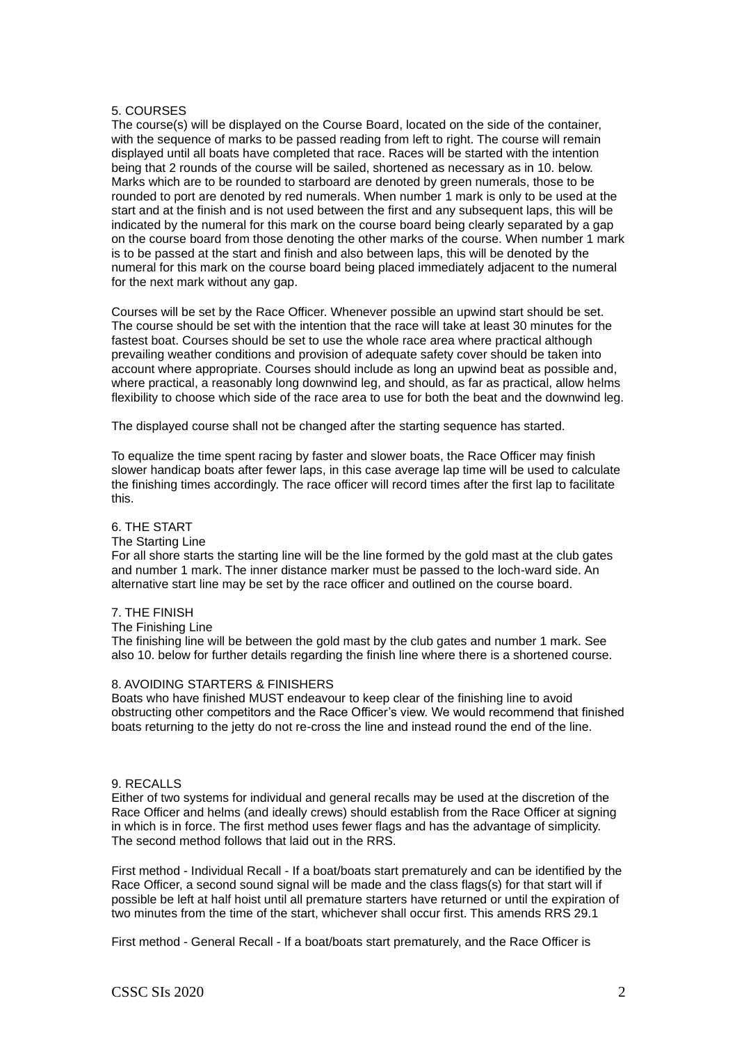## 5. COURSES

The course(s) will be displayed on the Course Board, located on the side of the container, with the sequence of marks to be passed reading from left to right. The course will remain displayed until all boats have completed that race. Races will be started with the intention being that 2 rounds of the course will be sailed, shortened as necessary as in 10. below. Marks which are to be rounded to starboard are denoted by green numerals, those to be rounded to port are denoted by red numerals. When number 1 mark is only to be used at the start and at the finish and is not used between the first and any subsequent laps, this will be indicated by the numeral for this mark on the course board being clearly separated by a gap on the course board from those denoting the other marks of the course. When number 1 mark is to be passed at the start and finish and also between laps, this will be denoted by the numeral for this mark on the course board being placed immediately adjacent to the numeral for the next mark without any gap.

Courses will be set by the Race Officer. Whenever possible an upwind start should be set. The course should be set with the intention that the race will take at least 30 minutes for the fastest boat. Courses should be set to use the whole race area where practical although prevailing weather conditions and provision of adequate safety cover should be taken into account where appropriate. Courses should include as long an upwind beat as possible and, where practical, a reasonably long downwind leg, and should, as far as practical, allow helms flexibility to choose which side of the race area to use for both the beat and the downwind leg.

The displayed course shall not be changed after the starting sequence has started.

To equalize the time spent racing by faster and slower boats, the Race Officer may finish slower handicap boats after fewer laps, in this case average lap time will be used to calculate the finishing times accordingly. The race officer will record times after the first lap to facilitate this.

## 6. THE START

### The Starting Line

For all shore starts the starting line will be the line formed by the gold mast at the club gates and number 1 mark. The inner distance marker must be passed to the loch-ward side. An alternative start line may be set by the race officer and outlined on the course board.

## 7. THE FINISH

### The Finishing Line

The finishing line will be between the gold mast by the club gates and number 1 mark. See also 10. below for further details regarding the finish line where there is a shortened course.

## 8. AVOIDING STARTERS & FINISHERS

Boats who have finished MUST endeavour to keep clear of the finishing line to avoid obstructing other competitors and the Race Officer's view. We would recommend that finished boats returning to the jetty do not re-cross the line and instead round the end of the line.

## 9. RECALLS

Either of two systems for individual and general recalls may be used at the discretion of the Race Officer and helms (and ideally crews) should establish from the Race Officer at signing in which is in force. The first method uses fewer flags and has the advantage of simplicity. The second method follows that laid out in the RRS.

First method - Individual Recall - If a boat/boats start prematurely and can be identified by the Race Officer, a second sound signal will be made and the class flags(s) for that start will if possible be left at half hoist until all premature starters have returned or until the expiration of two minutes from the time of the start, whichever shall occur first. This amends RRS 29.1

First method - General Recall - If a boat/boats start prematurely, and the Race Officer is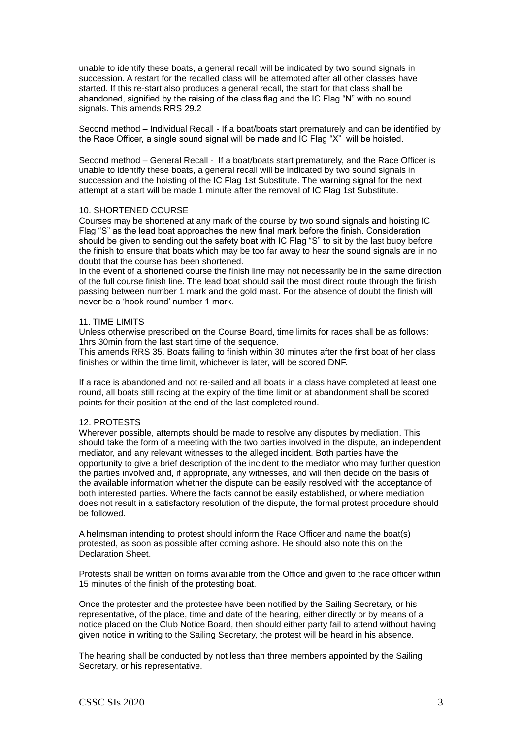unable to identify these boats, a general recall will be indicated by two sound signals in succession. A restart for the recalled class will be attempted after all other classes have started. If this re-start also produces a general recall, the start for that class shall be abandoned, signified by the raising of the class flag and the IC Flag "N" with no sound signals. This amends RRS 29.2

Second method – Individual Recall - If a boat/boats start prematurely and can be identified by the Race Officer, a single sound signal will be made and IC Flag "X" will be hoisted.

Second method – General Recall - If a boat/boats start prematurely, and the Race Officer is unable to identify these boats, a general recall will be indicated by two sound signals in succession and the hoisting of the IC Flag 1st Substitute. The warning signal for the next attempt at a start will be made 1 minute after the removal of IC Flag 1st Substitute.

## 10. SHORTENED COURSE

Courses may be shortened at any mark of the course by two sound signals and hoisting IC Flag "S" as the lead boat approaches the new final mark before the finish. Consideration should be given to sending out the safety boat with IC Flag "S" to sit by the last buoy before the finish to ensure that boats which may be too far away to hear the sound signals are in no doubt that the course has been shortened.

In the event of a shortened course the finish line may not necessarily be in the same direction of the full course finish line. The lead boat should sail the most direct route through the finish passing between number 1 mark and the gold mast. For the absence of doubt the finish will never be a 'hook round' number 1 mark.

## 11. TIME LIMITS

Unless otherwise prescribed on the Course Board, time limits for races shall be as follows: 1hrs 30min from the last start time of the sequence.

This amends RRS 35. Boats failing to finish within 30 minutes after the first boat of her class finishes or within the time limit, whichever is later, will be scored DNF.

If a race is abandoned and not re-sailed and all boats in a class have completed at least one round, all boats still racing at the expiry of the time limit or at abandonment shall be scored points for their position at the end of the last completed round.

## 12. PROTESTS

Wherever possible, attempts should be made to resolve any disputes by mediation. This should take the form of a meeting with the two parties involved in the dispute, an independent mediator, and any relevant witnesses to the alleged incident. Both parties have the opportunity to give a brief description of the incident to the mediator who may further question the parties involved and, if appropriate, any witnesses, and will then decide on the basis of the available information whether the dispute can be easily resolved with the acceptance of both interested parties. Where the facts cannot be easily established, or where mediation does not result in a satisfactory resolution of the dispute, the formal protest procedure should be followed.

A helmsman intending to protest should inform the Race Officer and name the boat(s) protested, as soon as possible after coming ashore. He should also note this on the Declaration Sheet.

Protests shall be written on forms available from the Office and given to the race officer within 15 minutes of the finish of the protesting boat.

Once the protester and the protestee have been notified by the Sailing Secretary, or his representative, of the place, time and date of the hearing, either directly or by means of a notice placed on the Club Notice Board, then should either party fail to attend without having given notice in writing to the Sailing Secretary, the protest will be heard in his absence.

The hearing shall be conducted by not less than three members appointed by the Sailing Secretary, or his representative.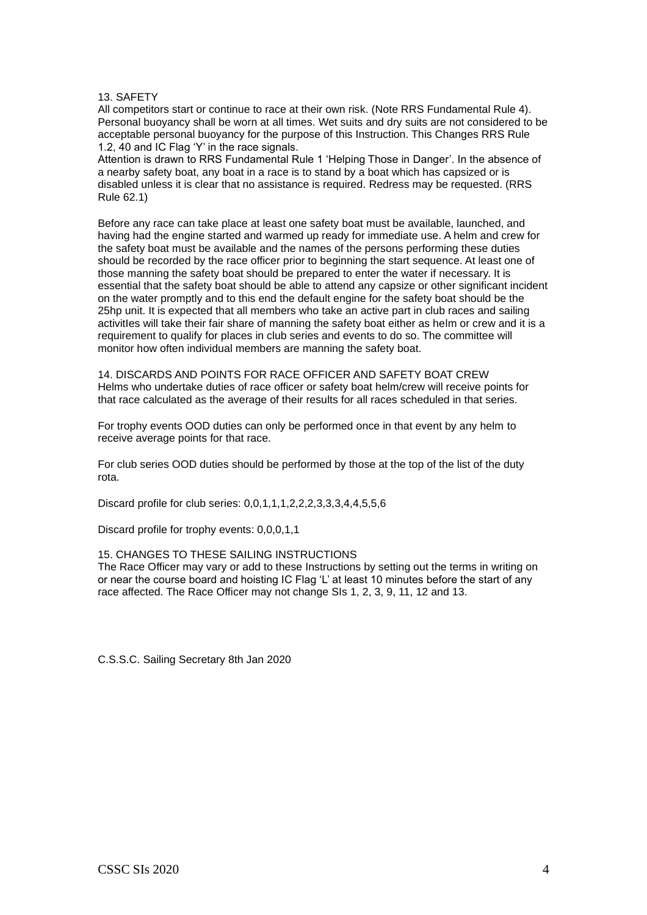## 13. SAFETY

All competitors start or continue to race at their own risk. (Note RRS Fundamental Rule 4). Personal buoyancy shall be worn at all times. Wet suits and dry suits are not considered to be acceptable personal buoyancy for the purpose of this Instruction. This Changes RRS Rule 1.2, 40 and IC Flag 'Y' in the race signals.

Attention is drawn to RRS Fundamental Rule 1 'Helping Those in Danger'. In the absence of a nearby safety boat, any boat in a race is to stand by a boat which has capsized or is disabled unless it is clear that no assistance is required. Redress may be requested. (RRS Rule 62.1)

Before any race can take place at least one safety boat must be available, launched, and having had the engine started and warmed up ready for immediate use. A helm and crew for the safety boat must be available and the names of the persons performing these duties should be recorded by the race officer prior to beginning the start sequence. At least one of those manning the safety boat should be prepared to enter the water if necessary. It is essential that the safety boat should be able to attend any capsize or other significant incident on the water promptly and to this end the default engine for the safety boat should be the 25hp unit. It is expected that all members who take an active part in club races and sailing activitIes will take their fair share of manning the safety boat either as helm or crew and it is a requirement to qualify for places in club series and events to do so. The committee will monitor how often individual members are manning the safety boat.

## 14. DISCARDS AND POINTS FOR RACE OFFICER AND SAFETY BOAT CREW

Helms who undertake duties of race officer or safety boat helm/crew will receive points for that race calculated as the average of their results for all races scheduled in that series.

For trophy events OOD duties can only be performed once in that event by any helm to receive average points for that race.

For club series OOD duties should be performed by those at the top of the list of the duty rota.

Discard profile for club series: 0,0,1,1,1,2,2,2,3,3,3,4,4,5,5,6

Discard profile for trophy events: 0,0,0,1,1

## 15. CHANGES TO THESE SAILING INSTRUCTIONS

The Race Officer may vary or add to these Instructions by setting out the terms in writing on or near the course board and hoisting IC Flag 'L' at least 10 minutes before the start of any race affected. The Race Officer may not change SIs 1, 2, 3, 9, 11, 12 and 13.

C.S.S.C. Sailing Secretary 8th Jan 2020